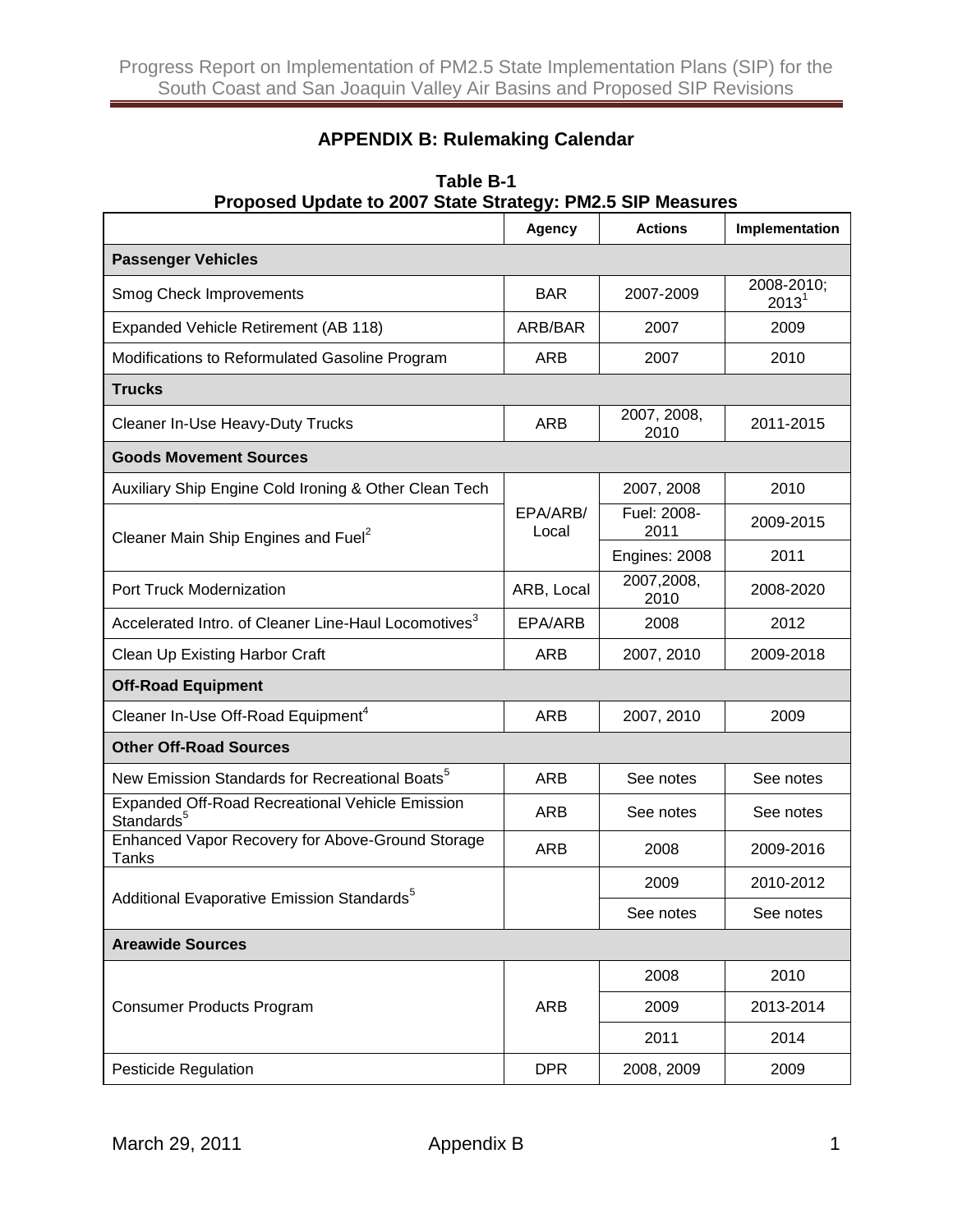## APPENDIX B: Rulemaking Calendar

**Table B-1**
**Proposed Update to 2007 State Strategy: PM2.5 SIP Measures**

| | Agency | Actions | Implementation |
|---|---|---|---|
| **Passenger Vehicles** | | | |
| Smog Check Improvements | BAR | 2007-2009 | 2008-2010; 2013[1] |
| Expanded Vehicle Retirement (AB 118) | ARB/BAR | 2007 | 2009 |
| Modifications to Reformulated Gasoline Program | ARB | 2007 | 2010 |
| **Trucks** | | | |
| Cleaner In-Use Heavy-Duty Trucks | ARB | 2007, 2008, 2010 | 2011-2015 |
| **Goods Movement Sources** | | | |
| Auxiliary Ship Engine Cold Ironing & Other Clean Tech | EPA/ARB/ Local | 2007, 2008 | 2010 |
| Cleaner Main Ship Engines and Fuel[2] | | Fuel: 2008-2011 | 2009-2015 |
| | | Engines: 2008 | 2011 |
| Port Truck Modernization | ARB, Local | 2007,2008, 2010 | 2008-2020 |
| Accelerated Intro. of Cleaner Line-Haul Locomotives[3] | EPA/ARB | 2008 | 2012 |
| Clean Up Existing Harbor Craft | ARB | 2007, 2010 | 2009-2018 |
| **Off-Road Equipment** | | | |
| Cleaner In-Use Off-Road Equipment[4] | ARB | 2007, 2010 | 2009 |
| **Other Off-Road Sources** | | | |
| New Emission Standards for Recreational Boats[5] | ARB | See notes | See notes |
| Expanded Off-Road Recreational Vehicle Emission Standards[5] | ARB | See notes | See notes |
| Enhanced Vapor Recovery for Above-Ground Storage Tanks | ARB | 2008 | 2009-2016 |
| Additional Evaporative Emission Standards[5] | | 2009 | 2010-2012 |
| | | See notes | See notes |
| **Areawide Sources** | | | |
| Consumer Products Program | ARB | 2008 | 2010 |
| | | 2009 | 2013-2014 |
| | | 2011 | 2014 |
| Pesticide Regulation | DPR | 2008, 2009 | 2009 |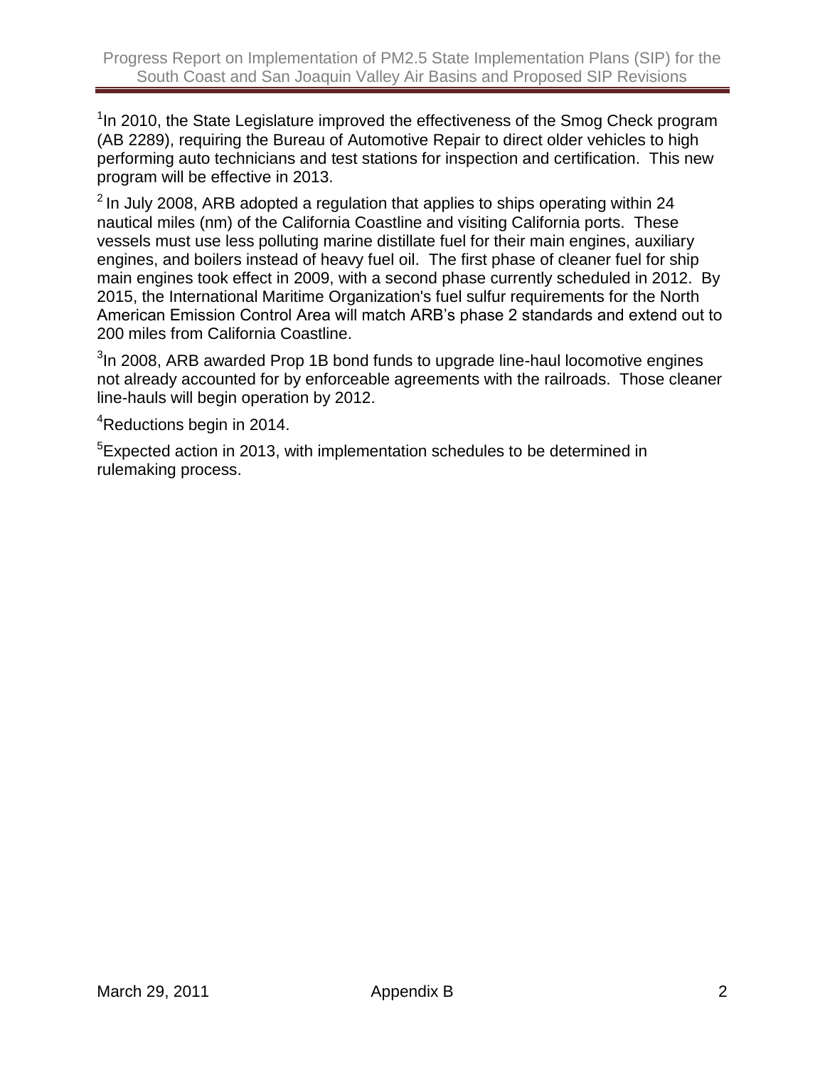[1]In 2010, the State Legislature improved the effectiveness of the Smog Check program (AB 2289), requiring the Bureau of Automotive Repair to direct older vehicles to high performing auto technicians and test stations for inspection and certification. This new program will be effective in 2013.

[2] In July 2008, ARB adopted a regulation that applies to ships operating within 24 nautical miles (nm) of the California Coastline and visiting California ports. These vessels must use less polluting marine distillate fuel for their main engines, auxiliary engines, and boilers instead of heavy fuel oil. The first phase of cleaner fuel for ship main engines took effect in 2009, with a second phase currently scheduled in 2012. By 2015, the International Maritime Organization's fuel sulfur requirements for the North American Emission Control Area will match ARB's phase 2 standards and extend out to 200 miles from California Coastline.

[3]In 2008, ARB awarded Prop 1B bond funds to upgrade line-haul locomotive engines not already accounted for by enforceable agreements with the railroads. Those cleaner line-hauls will begin operation by 2012.

[4]Reductions begin in 2014.

[5]Expected action in 2013, with implementation schedules to be determined in rulemaking process.